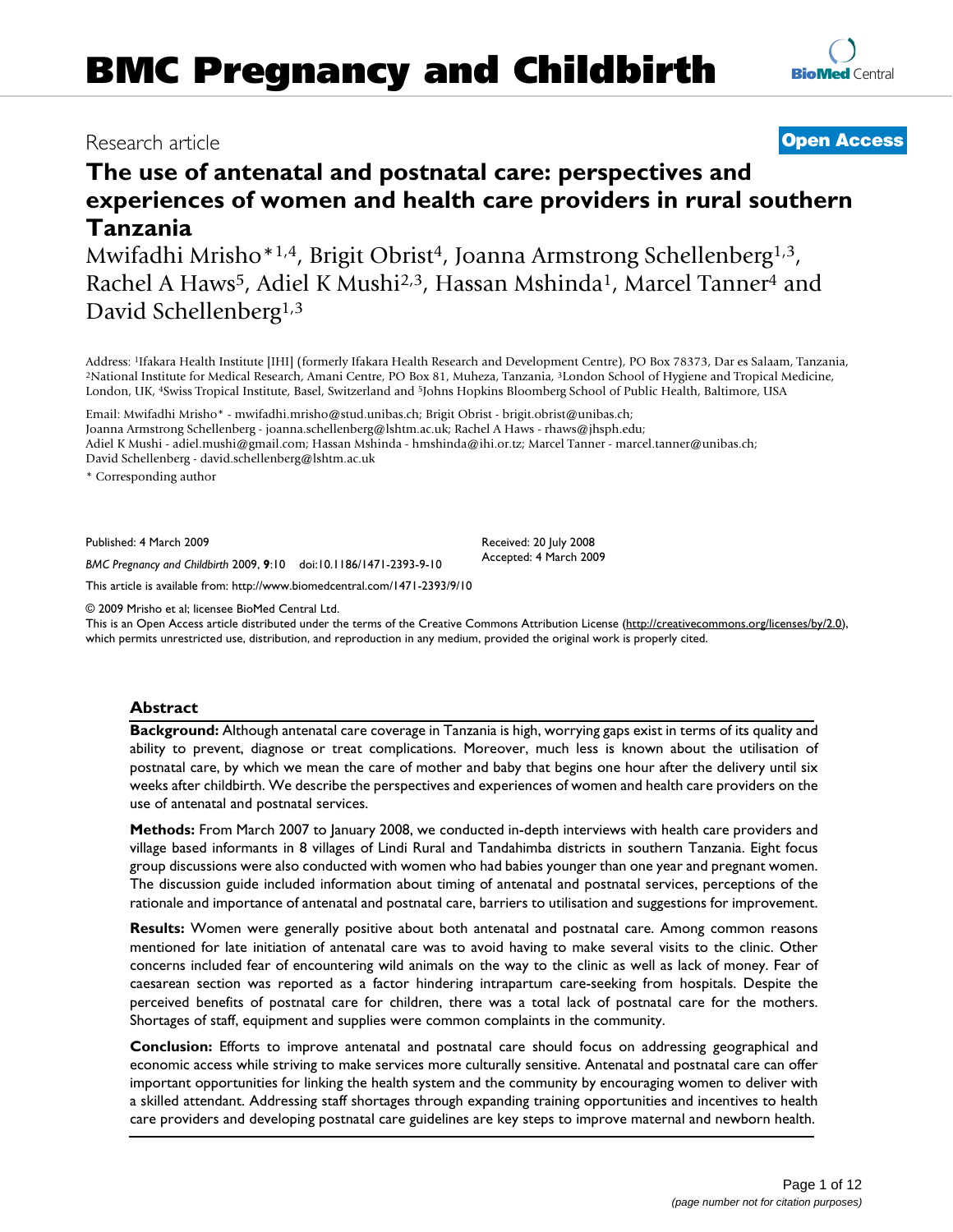# BMC Pregnancy and Childbirth

Research article

**Open Access**

# The use of antenatal and postnatal care: perspectives and experiences of women and health care providers in rural southern Tanzania

Mwifadhi Mrisho*[1,4], Brigit Obrist[4], Joanna Armstrong Schellenberg[1,3], Rachel A Haws[5], Adiel K Mushi[2,3], Hassan Mshinda[1], Marcel Tanner[4] and David Schellenberg[1,3]

Address: [1]Ifakara Health Institute [IHI] (formerly Ifakara Health Research and Development Centre), PO Box 78373, Dar es Salaam, Tanzania, [2]National Institute for Medical Research, Amani Centre, PO Box 81, Muheza, Tanzania, [3]London School of Hygiene and Tropical Medicine, London, UK, [4]Swiss Tropical Institute, Basel, Switzerland and [5]Johns Hopkins Bloomberg School of Public Health, Baltimore, USA

Email: Mwifadhi Mrisho* - mwifadhi.mrisho@stud.unibas.ch; Brigit Obrist - brigit.obrist@unibas.ch; Joanna Armstrong Schellenberg - joanna.schellenberg@lshtm.ac.uk; Rachel A Haws - rhaws@jhsph.edu; Adiel K Mushi - adiel.mushi@gmail.com; Hassan Mshinda - hmshinda@ihi.or.tz; Marcel Tanner - marcel.tanner@unibas.ch; David Schellenberg - david.schellenberg@lshtm.ac.uk

\* Corresponding author

Published: 4 March 2009

*BMC Pregnancy and Childbirth* 2009, **9**:10 doi:10.1186/1471-2393-9-10

Received: 20 July 2008
Accepted: 4 March 2009

This article is available from: http://www.biomedcentral.com/1471-2393/9/10

© 2009 Mrisho et al; licensee BioMed Central Ltd.
This is an Open Access article distributed under the terms of the Creative Commons Attribution License (http://creativecommons.org/licenses/by/2.0), which permits unrestricted use, distribution, and reproduction in any medium, provided the original work is properly cited.

## Abstract

**Background:** Although antenatal care coverage in Tanzania is high, worrying gaps exist in terms of its quality and ability to prevent, diagnose or treat complications. Moreover, much less is known about the utilisation of postnatal care, by which we mean the care of mother and baby that begins one hour after the delivery until six weeks after childbirth. We describe the perspectives and experiences of women and health care providers on the use of antenatal and postnatal services.

**Methods:** From March 2007 to January 2008, we conducted in-depth interviews with health care providers and village based informants in 8 villages of Lindi Rural and Tandahimba districts in southern Tanzania. Eight focus group discussions were also conducted with women who had babies younger than one year and pregnant women. The discussion guide included information about timing of antenatal and postnatal services, perceptions of the rationale and importance of antenatal and postnatal care, barriers to utilisation and suggestions for improvement.

**Results:** Women were generally positive about both antenatal and postnatal care. Among common reasons mentioned for late initiation of antenatal care was to avoid having to make several visits to the clinic. Other concerns included fear of encountering wild animals on the way to the clinic as well as lack of money. Fear of caesarean section was reported as a factor hindering intrapartum care-seeking from hospitals. Despite the perceived benefits of postnatal care for children, there was a total lack of postnatal care for the mothers. Shortages of staff, equipment and supplies were common complaints in the community.

**Conclusion:** Efforts to improve antenatal and postnatal care should focus on addressing geographical and economic access while striving to make services more culturally sensitive. Antenatal and postnatal care can offer important opportunities for linking the health system and the community by encouraging women to deliver with a skilled attendant. Addressing staff shortages through expanding training opportunities and incentives to health care providers and developing postnatal care guidelines are key steps to improve maternal and newborn health.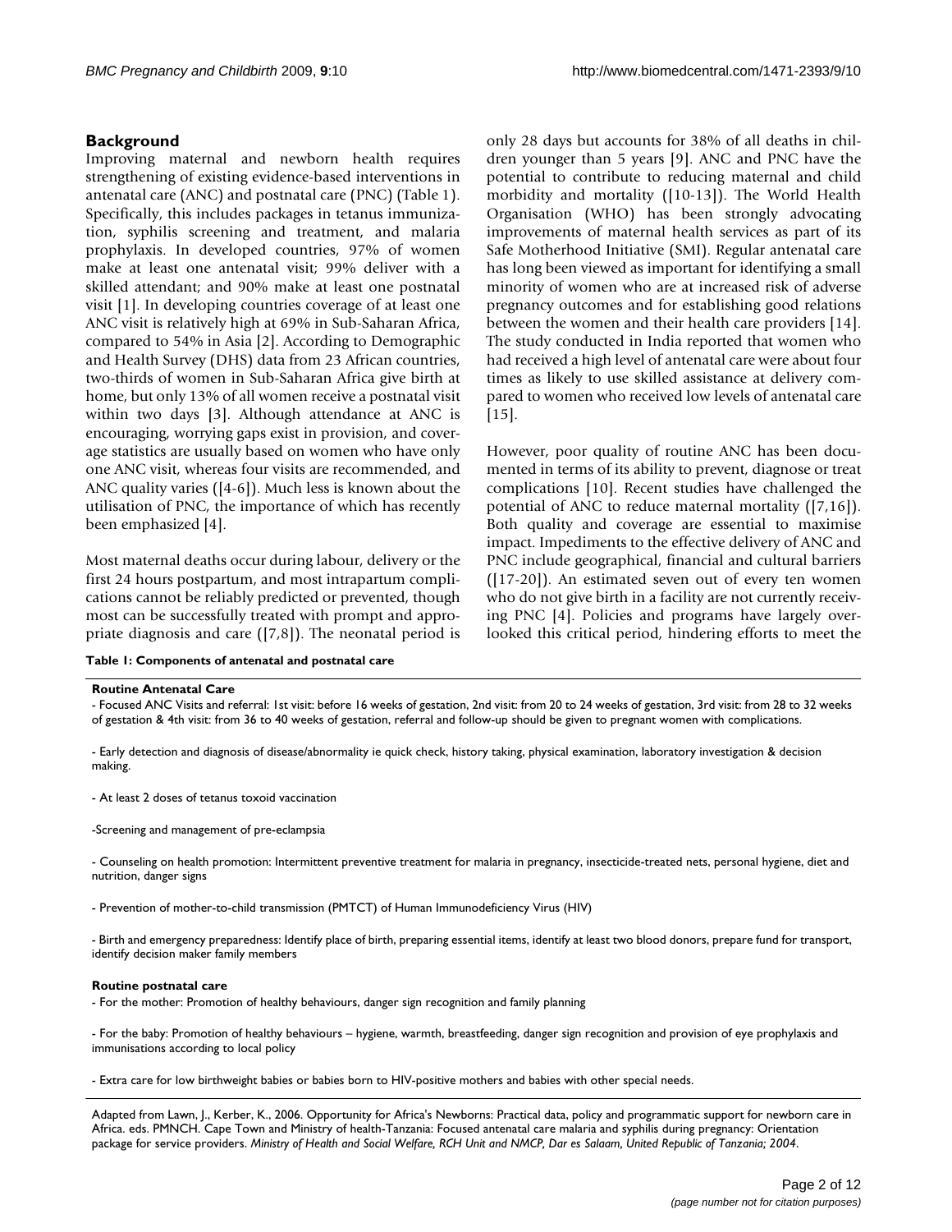## Background

Improving maternal and newborn health requires strengthening of existing evidence-based interventions in antenatal care (ANC) and postnatal care (PNC) (Table 1). Specifically, this includes packages in tetanus immunization, syphilis screening and treatment, and malaria prophylaxis. In developed countries, 97% of women make at least one antenatal visit; 99% deliver with a skilled attendant; and 90% make at least one postnatal visit [1]. In developing countries coverage of at least one ANC visit is relatively high at 69% in Sub-Saharan Africa, compared to 54% in Asia [2]. According to Demographic and Health Survey (DHS) data from 23 African countries, two-thirds of women in Sub-Saharan Africa give birth at home, but only 13% of all women receive a postnatal visit within two days [3]. Although attendance at ANC is encouraging, worrying gaps exist in provision, and coverage statistics are usually based on women who have only one ANC visit, whereas four visits are recommended, and ANC quality varies ([4-6]). Much less is known about the utilisation of PNC, the importance of which has recently been emphasized [4].

Most maternal deaths occur during labour, delivery or the first 24 hours postpartum, and most intrapartum complications cannot be reliably predicted or prevented, though most can be successfully treated with prompt and appropriate diagnosis and care ([7,8]). The neonatal period is only 28 days but accounts for 38% of all deaths in children younger than 5 years [9]. ANC and PNC have the potential to contribute to reducing maternal and child morbidity and mortality ([10-13]). The World Health Organisation (WHO) has been strongly advocating improvements of maternal health services as part of its Safe Motherhood Initiative (SMI). Regular antenatal care has long been viewed as important for identifying a small minority of women who are at increased risk of adverse pregnancy outcomes and for establishing good relations between the women and their health care providers [14]. The study conducted in India reported that women who had received a high level of antenatal care were about four times as likely to use skilled assistance at delivery compared to women who received low levels of antenatal care [15].

However, poor quality of routine ANC has been documented in terms of its ability to prevent, diagnose or treat complications [10]. Recent studies have challenged the potential of ANC to reduce maternal mortality ([7,16]). Both quality and coverage are essential to maximise impact. Impediments to the effective delivery of ANC and PNC include geographical, financial and cultural barriers ([17-20]). An estimated seven out of every ten women who do not give birth in a facility are not currently receiving PNC [4]. Policies and programs have largely overlooked this critical period, hindering efforts to meet the

**Table 1: Components of antenatal and postnatal care**

**Routine Antenatal Care**

- Focused ANC Visits and referral: 1st visit: before 16 weeks of gestation, 2nd visit: from 20 to 24 weeks of gestation, 3rd visit: from 28 to 32 weeks of gestation & 4th visit: from 36 to 40 weeks of gestation, referral and follow-up should be given to pregnant women with complications.
- Early detection and diagnosis of disease/abnormality ie quick check, history taking, physical examination, laboratory investigation & decision making.
- At least 2 doses of tetanus toxoid vaccination
- Screening and management of pre-eclampsia
- Counseling on health promotion: Intermittent preventive treatment for malaria in pregnancy, insecticide-treated nets, personal hygiene, diet and nutrition, danger signs
- Prevention of mother-to-child transmission (PMTCT) of Human Immunodeficiency Virus (HIV)
- Birth and emergency preparedness: Identify place of birth, preparing essential items, identify at least two blood donors, prepare fund for transport, identify decision maker family members

**Routine postnatal care**

- For the mother: Promotion of healthy behaviours, danger sign recognition and family planning
- For the baby: Promotion of healthy behaviours – hygiene, warmth, breastfeeding, danger sign recognition and provision of eye prophylaxis and immunisations according to local policy
- Extra care for low birthweight babies or babies born to HIV-positive mothers and babies with other special needs.

Adapted from Lawn, J., Kerber, K., 2006. Opportunity for Africa's Newborns: Practical data, policy and programmatic support for newborn care in Africa. eds. PMNCH. Cape Town and Ministry of health-Tanzania: Focused antenatal care malaria and syphilis during pregnancy: Orientation package for service providers. *Ministry of Health and Social Welfare, RCH Unit and NMCP, Dar es Salaam, United Republic of Tanzania; 2004*.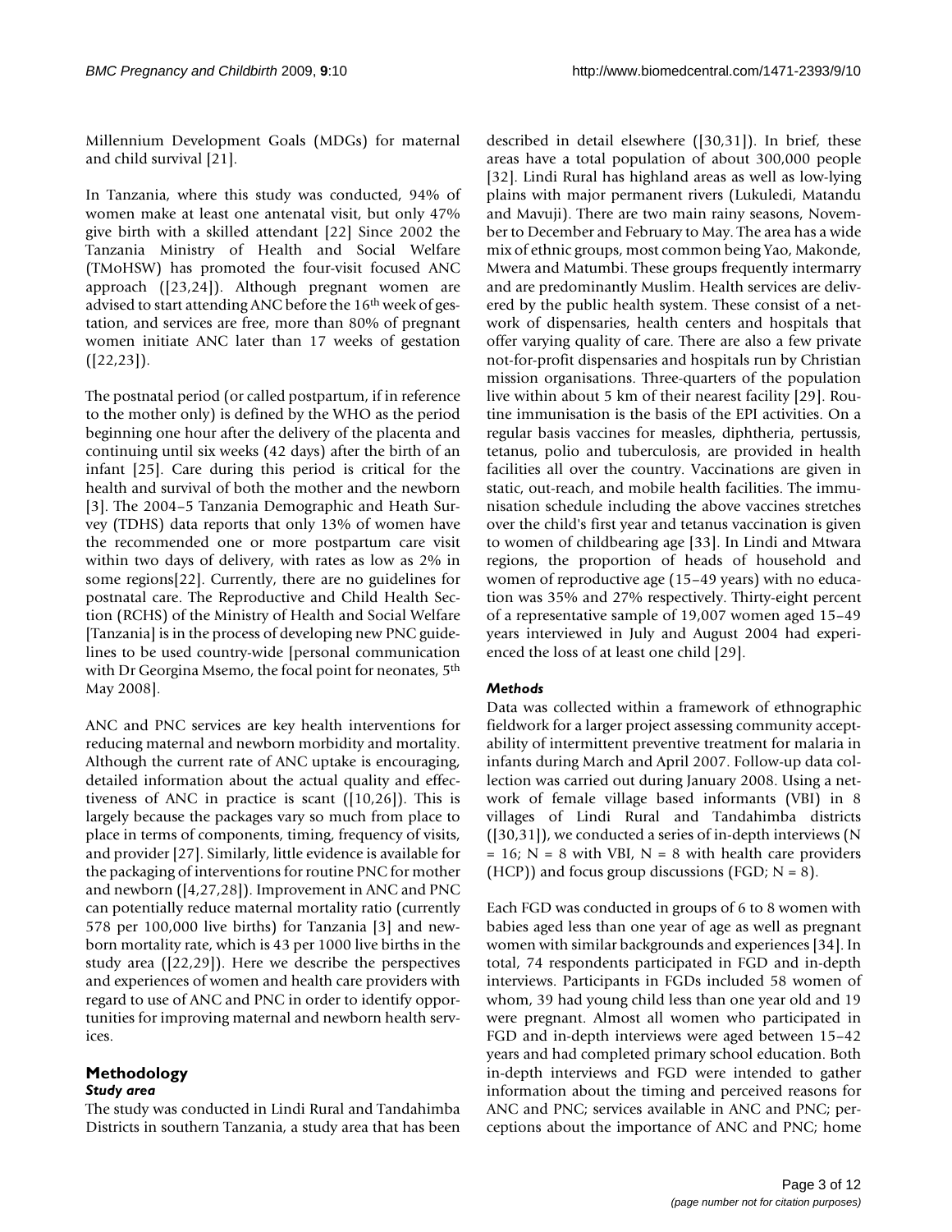Millennium Development Goals (MDGs) for maternal and child survival [21].

In Tanzania, where this study was conducted, 94% of women make at least one antenatal visit, but only 47% give birth with a skilled attendant [22] Since 2002 the Tanzania Ministry of Health and Social Welfare (TMoHSW) has promoted the four-visit focused ANC approach ([23,24]). Although pregnant women are advised to start attending ANC before the 16th week of gestation, and services are free, more than 80% of pregnant women initiate ANC later than 17 weeks of gestation ([22,23]).

The postnatal period (or called postpartum, if in reference to the mother only) is defined by the WHO as the period beginning one hour after the delivery of the placenta and continuing until six weeks (42 days) after the birth of an infant [25]. Care during this period is critical for the health and survival of both the mother and the newborn [3]. The 2004–5 Tanzania Demographic and Heath Survey (TDHS) data reports that only 13% of women have the recommended one or more postpartum care visit within two days of delivery, with rates as low as 2% in some regions[22]. Currently, there are no guidelines for postnatal care. The Reproductive and Child Health Section (RCHS) of the Ministry of Health and Social Welfare [Tanzania] is in the process of developing new PNC guidelines to be used country-wide [personal communication with Dr Georgina Msemo, the focal point for neonates, 5th May 2008].

ANC and PNC services are key health interventions for reducing maternal and newborn morbidity and mortality. Although the current rate of ANC uptake is encouraging, detailed information about the actual quality and effectiveness of ANC in practice is scant ([10,26]). This is largely because the packages vary so much from place to place in terms of components, timing, frequency of visits, and provider [27]. Similarly, little evidence is available for the packaging of interventions for routine PNC for mother and newborn ([4,27,28]). Improvement in ANC and PNC can potentially reduce maternal mortality ratio (currently 578 per 100,000 live births) for Tanzania [3] and newborn mortality rate, which is 43 per 1000 live births in the study area ([22,29]). Here we describe the perspectives and experiences of women and health care providers with regard to use of ANC and PNC in order to identify opportunities for improving maternal and newborn health services.

## Methodology

### *Study area*

The study was conducted in Lindi Rural and Tandahimba Districts in southern Tanzania, a study area that has been described in detail elsewhere ([30,31]). In brief, these areas have a total population of about 300,000 people [32]. Lindi Rural has highland areas as well as low-lying plains with major permanent rivers (Lukuledi, Matandu and Mavuji). There are two main rainy seasons, November to December and February to May. The area has a wide mix of ethnic groups, most common being Yao, Makonde, Mwera and Matumbi. These groups frequently intermarry and are predominantly Muslim. Health services are delivered by the public health system. These consist of a network of dispensaries, health centers and hospitals that offer varying quality of care. There are also a few private not-for-profit dispensaries and hospitals run by Christian mission organisations. Three-quarters of the population live within about 5 km of their nearest facility [29]. Routine immunisation is the basis of the EPI activities. On a regular basis vaccines for measles, diphtheria, pertussis, tetanus, polio and tuberculosis, are provided in health facilities all over the country. Vaccinations are given in static, out-reach, and mobile health facilities. The immunisation schedule including the above vaccines stretches over the child's first year and tetanus vaccination is given to women of childbearing age [33]. In Lindi and Mtwara regions, the proportion of heads of household and women of reproductive age (15–49 years) with no education was 35% and 27% respectively. Thirty-eight percent of a representative sample of 19,007 women aged 15–49 years interviewed in July and August 2004 had experienced the loss of at least one child [29].

### *Methods*

Data was collected within a framework of ethnographic fieldwork for a larger project assessing community acceptability of intermittent preventive treatment for malaria in infants during March and April 2007. Follow-up data collection was carried out during January 2008. Using a network of female village based informants (VBI) in 8 villages of Lindi Rural and Tandahimba districts ([30,31]), we conducted a series of in-depth interviews (N = 16; N = 8 with VBI, N = 8 with health care providers (HCP)) and focus group discussions (FGD; N = 8).

Each FGD was conducted in groups of 6 to 8 women with babies aged less than one year of age as well as pregnant women with similar backgrounds and experiences [34]. In total, 74 respondents participated in FGD and in-depth interviews. Participants in FGDs included 58 women of whom, 39 had young child less than one year old and 19 were pregnant. Almost all women who participated in FGD and in-depth interviews were aged between 15–42 years and had completed primary school education. Both in-depth interviews and FGD were intended to gather information about the timing and perceived reasons for ANC and PNC; services available in ANC and PNC; perceptions about the importance of ANC and PNC; home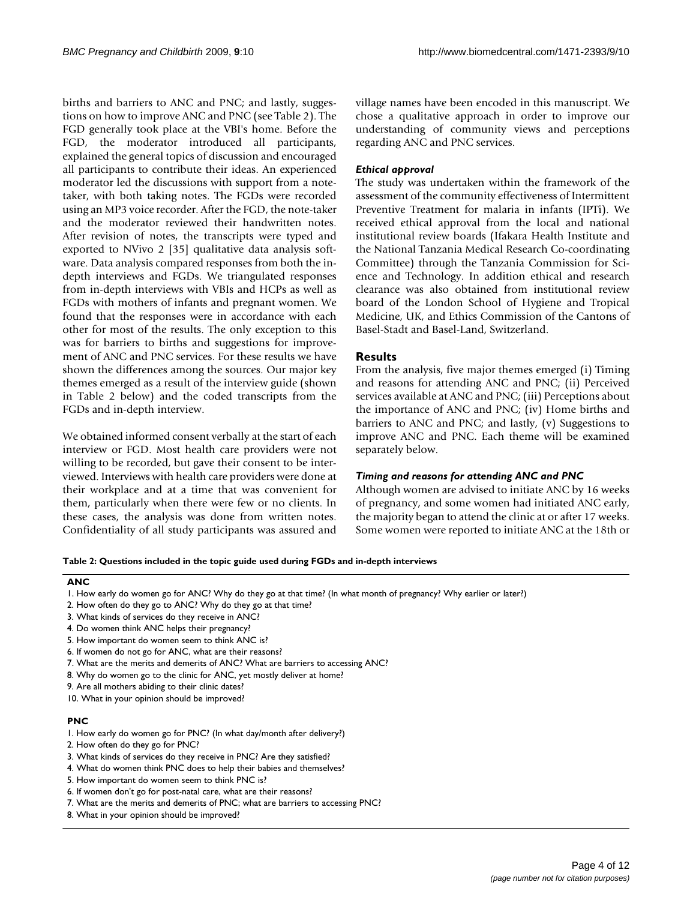births and barriers to ANC and PNC; and lastly, suggestions on how to improve ANC and PNC (see Table 2). The FGD generally took place at the VBI's home. Before the FGD, the moderator introduced all participants, explained the general topics of discussion and encouraged all participants to contribute their ideas. An experienced moderator led the discussions with support from a note-taker, with both taking notes. The FGDs were recorded using an MP3 voice recorder. After the FGD, the note-taker and the moderator reviewed their handwritten notes. After revision of notes, the transcripts were typed and exported to NVivo 2 [35] qualitative data analysis software. Data analysis compared responses from both the in-depth interviews and FGDs. We triangulated responses from in-depth interviews with VBIs and HCPs as well as FGDs with mothers of infants and pregnant women. We found that the responses were in accordance with each other for most of the results. The only exception to this was for barriers to births and suggestions for improvement of ANC and PNC services. For these results we have shown the differences among the sources. Our major key themes emerged as a result of the interview guide (shown in Table 2 below) and the coded transcripts from the FGDs and in-depth interview.

We obtained informed consent verbally at the start of each interview or FGD. Most health care providers were not willing to be recorded, but gave their consent to be interviewed. Interviews with health care providers were done at their workplace and at a time that was convenient for them, particularly when there were few or no clients. In these cases, the analysis was done from written notes. Confidentiality of all study participants was assured and village names have been encoded in this manuscript. We chose a qualitative approach in order to improve our understanding of community views and perceptions regarding ANC and PNC services.

### *Ethical approval*

The study was undertaken within the framework of the assessment of the community effectiveness of Intermittent Preventive Treatment for malaria in infants (IPTi). We received ethical approval from the local and national institutional review boards (Ifakara Health Institute and the National Tanzania Medical Research Co-coordinating Committee) through the Tanzania Commission for Science and Technology. In addition ethical and research clearance was also obtained from institutional review board of the London School of Hygiene and Tropical Medicine, UK, and Ethics Commission of the Cantons of Basel-Stadt and Basel-Land, Switzerland.

## Results

From the analysis, five major themes emerged (i) Timing and reasons for attending ANC and PNC; (ii) Perceived services available at ANC and PNC; (iii) Perceptions about the importance of ANC and PNC; (iv) Home births and barriers to ANC and PNC; and lastly, (v) Suggestions to improve ANC and PNC. Each theme will be examined separately below.

### *Timing and reasons for attending ANC and PNC*

Although women are advised to initiate ANC by 16 weeks of pregnancy, and some women had initiated ANC early, the majority began to attend the clinic at or after 17 weeks. Some women were reported to initiate ANC at the 18th or

**Table 2: Questions included in the topic guide used during FGDs and in-depth interviews**

**ANC**

1. How early do women go for ANC? Why do they go at that time? (In what month of pregnancy? Why earlier or later?)
2. How often do they go to ANC? Why do they go at that time?
3. What kinds of services do they receive in ANC?
4. Do women think ANC helps their pregnancy?
5. How important do women seem to think ANC is?
6. If women do not go for ANC, what are their reasons?
7. What are the merits and demerits of ANC? What are barriers to accessing ANC?
8. Why do women go to the clinic for ANC, yet mostly deliver at home?
9. Are all mothers abiding to their clinic dates?
10. What in your opinion should be improved?

**PNC**

1. How early do women go for PNC? (In what day/month after delivery?)
2. How often do they go for PNC?
3. What kinds of services do they receive in PNC? Are they satisfied?
4. What do women think PNC does to help their babies and themselves?
5. How important do women seem to think PNC is?
6. If women don't go for post-natal care, what are their reasons?
7. What are the merits and demerits of PNC; what are barriers to accessing PNC?
8. What in your opinion should be improved?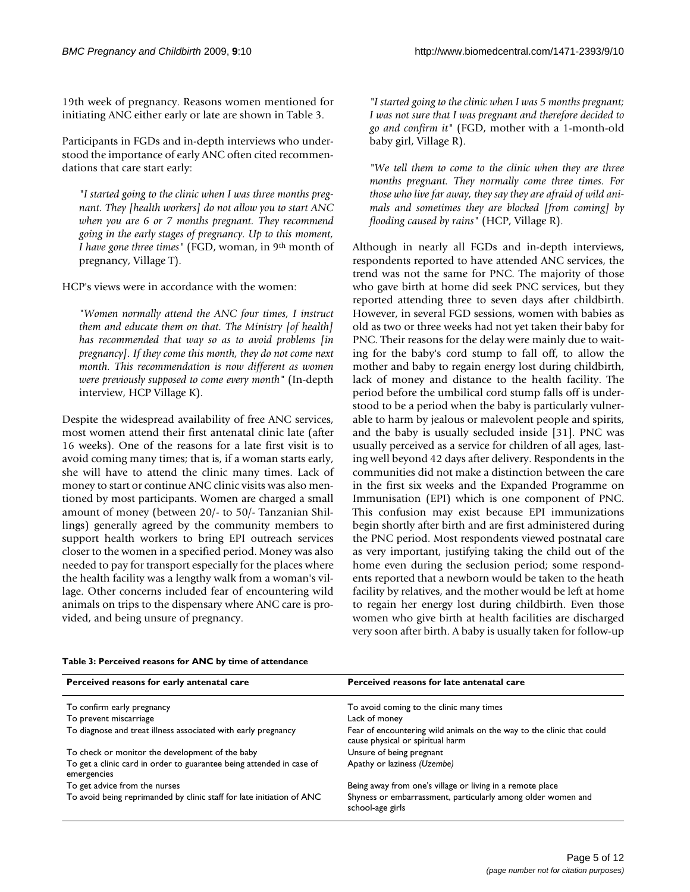19th week of pregnancy. Reasons women mentioned for initiating ANC either early or late are shown in Table 3.

Participants in FGDs and in-depth interviews who understood the importance of early ANC often cited recommendations that care start early:

> *"I started going to the clinic when I was three months pregnant. They [health workers] do not allow you to start ANC when you are 6 or 7 months pregnant. They recommend going in the early stages of pregnancy. Up to this moment, I have gone three times"* (FGD, woman, in 9th month of pregnancy, Village T).

HCP's views were in accordance with the women:

> *"Women normally attend the ANC four times, I instruct them and educate them on that. The Ministry [of health] has recommended that way so as to avoid problems [in pregnancy]. If they come this month, they do not come next month. This recommendation is now different as women were previously supposed to come every month"* (In-depth interview, HCP Village K).

Despite the widespread availability of free ANC services, most women attend their first antenatal clinic late (after 16 weeks). One of the reasons for a late first visit is to avoid coming many times; that is, if a woman starts early, she will have to attend the clinic many times. Lack of money to start or continue ANC clinic visits was also mentioned by most participants. Women are charged a small amount of money (between 20/- to 50/- Tanzanian Shillings) generally agreed by the community members to support health workers to bring EPI outreach services closer to the women in a specified period. Money was also needed to pay for transport especially for the places where the health facility was a lengthy walk from a woman's village. Other concerns included fear of encountering wild animals on trips to the dispensary where ANC care is provided, and being unsure of pregnancy.

> *"I started going to the clinic when I was 5 months pregnant; I was not sure that I was pregnant and therefore decided to go and confirm it"* (FGD, mother with a 1-month-old baby girl, Village R).

> *"We tell them to come to the clinic when they are three months pregnant. They normally come three times. For those who live far away, they say they are afraid of wild animals and sometimes they are blocked [from coming] by flooding caused by rains"* (HCP, Village R).

Although in nearly all FGDs and in-depth interviews, respondents reported to have attended ANC services, the trend was not the same for PNC. The majority of those who gave birth at home did seek PNC services, but they reported attending three to seven days after childbirth. However, in several FGD sessions, women with babies as old as two or three weeks had not yet taken their baby for PNC. Their reasons for the delay were mainly due to waiting for the baby's cord stump to fall off, to allow the mother and baby to regain energy lost during childbirth, lack of money and distance to the health facility. The period before the umbilical cord stump falls off is understood to be a period when the baby is particularly vulnerable to harm by jealous or malevolent people and spirits, and the baby is usually secluded inside [31]. PNC was usually perceived as a service for children of all ages, lasting well beyond 42 days after delivery. Respondents in the communities did not make a distinction between the care in the first six weeks and the Expanded Programme on Immunisation (EPI) which is one component of PNC. This confusion may exist because EPI immunizations begin shortly after birth and are first administered during the PNC period. Most respondents viewed postnatal care as very important, justifying taking the child out of the home even during the seclusion period; some respondents reported that a newborn would be taken to the heath facility by relatives, and the mother would be left at home to regain her energy lost during childbirth. Even those women who give birth at health facilities are discharged very soon after birth. A baby is usually taken for follow-up

**Table 3: Perceived reasons for ANC by time of attendance**

| Perceived reasons for early antenatal care | Perceived reasons for late antenatal care |
|---|---|
| To confirm early pregnancy | To avoid coming to the clinic many times |
| To prevent miscarriage | Lack of money |
| To diagnose and treat illness associated with early pregnancy | Fear of encountering wild animals on the way to the clinic that could cause physical or spiritual harm |
| To check or monitor the development of the baby | Unsure of being pregnant |
| To get a clinic card in order to guarantee being attended in case of emergencies | Apathy or laziness *(Uzembe)* |
| To get advice from the nurses | Being away from one's village or living in a remote place |
| To avoid being reprimanded by clinic staff for late initiation of ANC | Shyness or embarrassment, particularly among older women and school-age girls |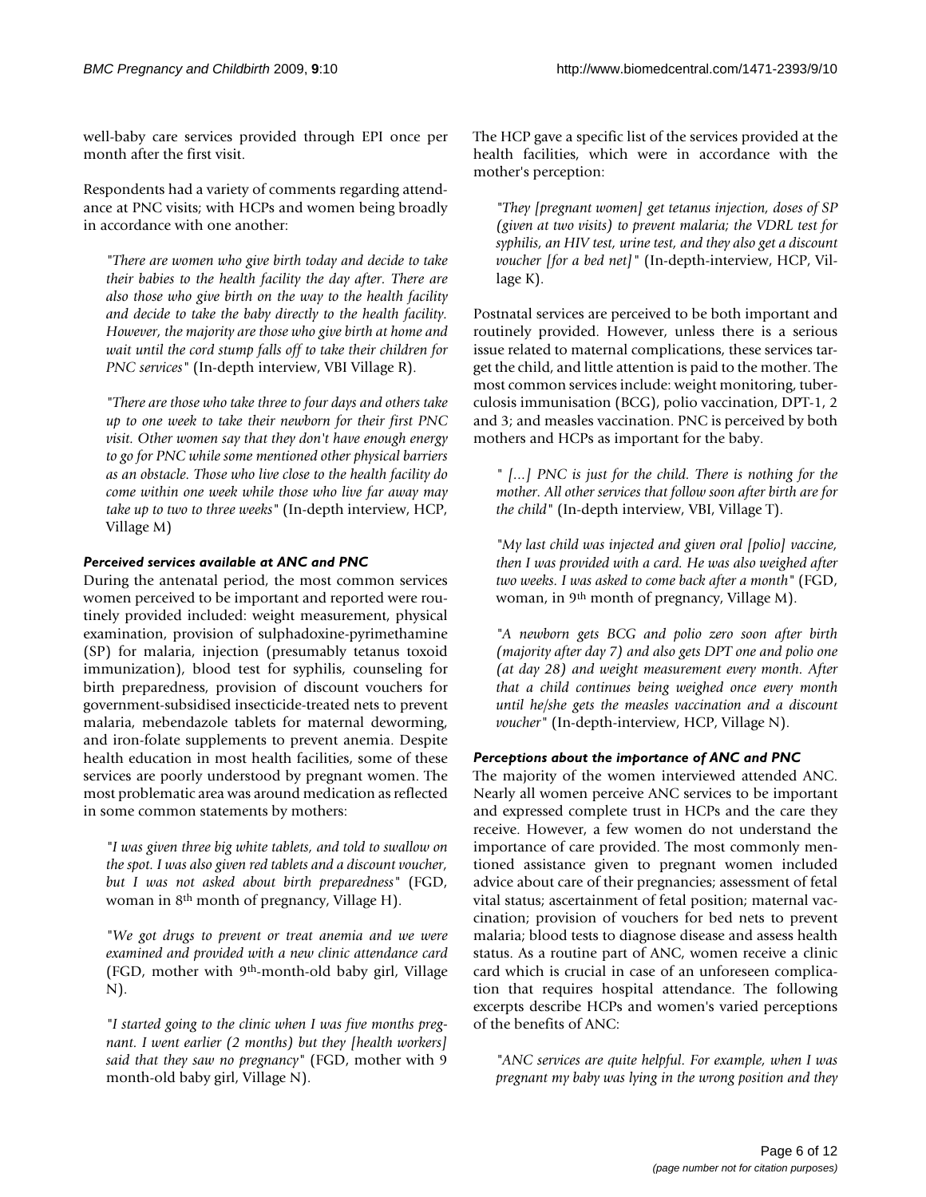well-baby care services provided through EPI once per month after the first visit.

Respondents had a variety of comments regarding attendance at PNC visits; with HCPs and women being broadly in accordance with one another:

> *"There are women who give birth today and decide to take their babies to the health facility the day after. There are also those who give birth on the way to the health facility and decide to take the baby directly to the health facility. However, the majority are those who give birth at home and wait until the cord stump falls off to take their children for PNC services"* (In-depth interview, VBI Village R).

> *"There are those who take three to four days and others take up to one week to take their newborn for their first PNC visit. Other women say that they don't have enough energy to go for PNC while some mentioned other physical barriers as an obstacle. Those who live close to the health facility do come within one week while those who live far away may take up to two to three weeks"* (In-depth interview, HCP, Village M)

#### *Perceived services available at ANC and PNC*

During the antenatal period, the most common services women perceived to be important and reported were routinely provided included: weight measurement, physical examination, provision of sulphadoxine-pyrimethamine (SP) for malaria, injection (presumably tetanus toxoid immunization), blood test for syphilis, counseling for birth preparedness, provision of discount vouchers for government-subsidised insecticide-treated nets to prevent malaria, mebendazole tablets for maternal deworming, and iron-folate supplements to prevent anemia. Despite health education in most health facilities, some of these services are poorly understood by pregnant women. The most problematic area was around medication as reflected in some common statements by mothers:

> *"I was given three big white tablets, and told to swallow on the spot. I was also given red tablets and a discount voucher, but I was not asked about birth preparedness"* (FGD, woman in 8th month of pregnancy, Village H).

> *"We got drugs to prevent or treat anemia and we were examined and provided with a new clinic attendance card* (FGD, mother with 9th-month-old baby girl, Village N).

> *"I started going to the clinic when I was five months pregnant. I went earlier (2 months) but they [health workers] said that they saw no pregnancy"* (FGD, mother with 9 month-old baby girl, Village N).

The HCP gave a specific list of the services provided at the health facilities, which were in accordance with the mother's perception:

> *"They [pregnant women] get tetanus injection, doses of SP (given at two visits) to prevent malaria; the VDRL test for syphilis, an HIV test, urine test, and they also get a discount voucher [for a bed net]"* (In-depth-interview, HCP, Village K).

Postnatal services are perceived to be both important and routinely provided. However, unless there is a serious issue related to maternal complications, these services target the child, and little attention is paid to the mother. The most common services include: weight monitoring, tuberculosis immunisation (BCG), polio vaccination, DPT-1, 2 and 3; and measles vaccination. PNC is perceived by both mothers and HCPs as important for the baby.

> *" [...] PNC is just for the child. There is nothing for the mother. All other services that follow soon after birth are for the child"* (In-depth interview, VBI, Village T).

> *"My last child was injected and given oral [polio] vaccine, then I was provided with a card. He was also weighed after two weeks. I was asked to come back after a month"* (FGD, woman, in 9th month of pregnancy, Village M).

> *"A newborn gets BCG and polio zero soon after birth (majority after day 7) and also gets DPT one and polio one (at day 28) and weight measurement every month. After that a child continues being weighed once every month until he/she gets the measles vaccination and a discount voucher"* (In-depth-interview, HCP, Village N).

#### *Perceptions about the importance of ANC and PNC*

The majority of the women interviewed attended ANC. Nearly all women perceive ANC services to be important and expressed complete trust in HCPs and the care they receive. However, a few women do not understand the importance of care provided. The most commonly mentioned assistance given to pregnant women included advice about care of their pregnancies; assessment of fetal vital status; ascertainment of fetal position; maternal vaccination; provision of vouchers for bed nets to prevent malaria; blood tests to diagnose disease and assess health status. As a routine part of ANC, women receive a clinic card which is crucial in case of an unforeseen complication that requires hospital attendance. The following excerpts describe HCPs and women's varied perceptions of the benefits of ANC:

> *"ANC services are quite helpful. For example, when I was pregnant my baby was lying in the wrong position and they*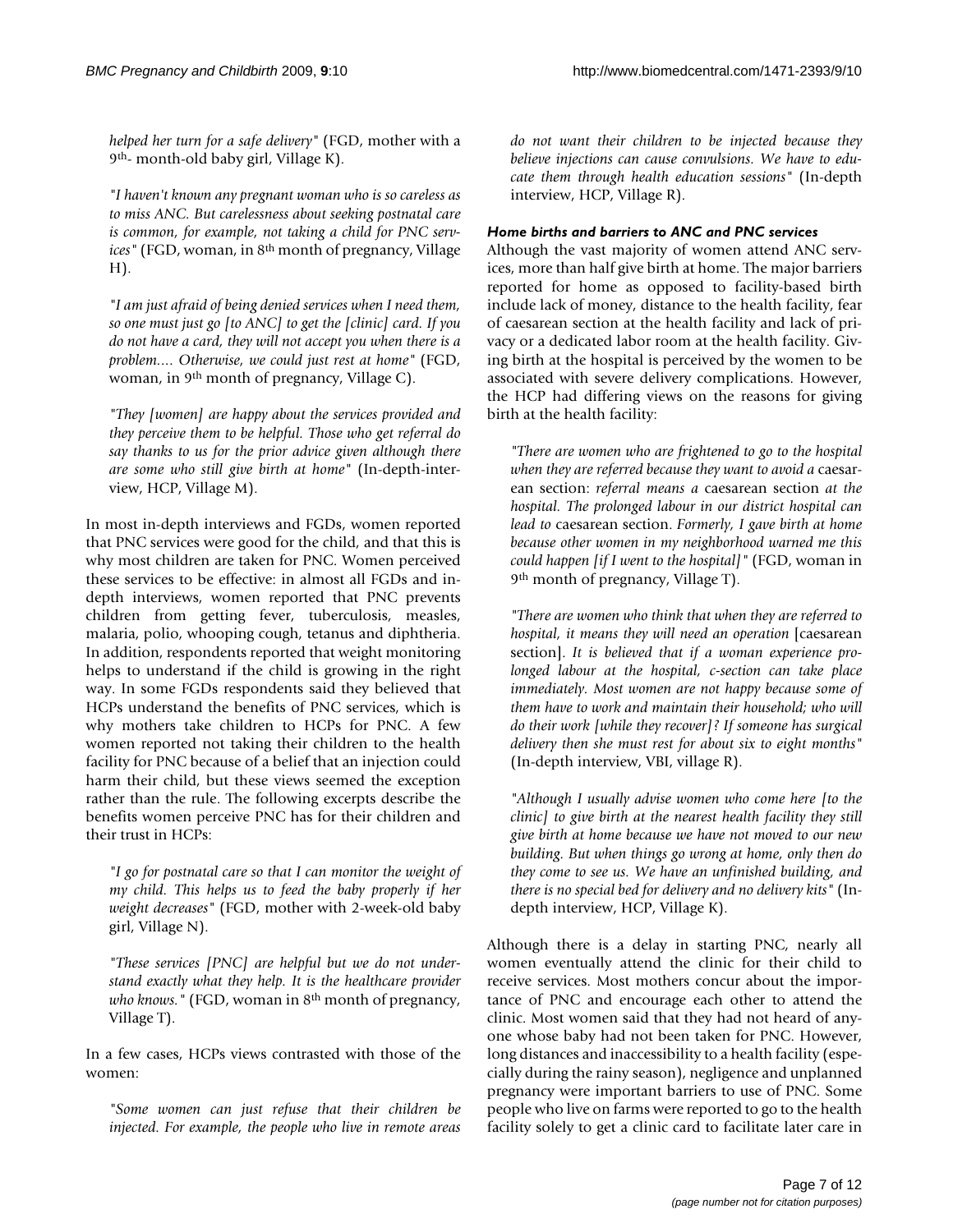*helped her turn for a safe delivery"* (FGD, mother with a 9th- month-old baby girl, Village K).

*"I haven't known any pregnant woman who is so careless as to miss ANC. But carelessness about seeking postnatal care is common, for example, not taking a child for PNC services"* (FGD, woman, in 8th month of pregnancy, Village H).

*"I am just afraid of being denied services when I need them, so one must just go [to ANC] to get the [clinic] card. If you do not have a card, they will not accept you when there is a problem.... Otherwise, we could just rest at home"* (FGD, woman, in 9th month of pregnancy, Village C).

*"They [women] are happy about the services provided and they perceive them to be helpful. Those who get referral do say thanks to us for the prior advice given although there are some who still give birth at home"* (In-depth-interview, HCP, Village M).

In most in-depth interviews and FGDs, women reported that PNC services were good for the child, and that this is why most children are taken for PNC. Women perceived these services to be effective: in almost all FGDs and in-depth interviews, women reported that PNC prevents children from getting fever, tuberculosis, measles, malaria, polio, whooping cough, tetanus and diphtheria. In addition, respondents reported that weight monitoring helps to understand if the child is growing in the right way. In some FGDs respondents said they believed that HCPs understand the benefits of PNC services, which is why mothers take children to HCPs for PNC. A few women reported not taking their children to the health facility for PNC because of a belief that an injection could harm their child, but these views seemed the exception rather than the rule. The following excerpts describe the benefits women perceive PNC has for their children and their trust in HCPs:

*"I go for postnatal care so that I can monitor the weight of my child. This helps us to feed the baby properly if her weight decreases"* (FGD, mother with 2-week-old baby girl, Village N).

*"These services [PNC] are helpful but we do not understand exactly what they help. It is the healthcare provider who knows."* (FGD, woman in 8th month of pregnancy, Village T).

In a few cases, HCPs views contrasted with those of the women:

*"Some women can just refuse that their children be injected. For example, the people who live in remote areas do not want their children to be injected because they believe injections can cause convulsions. We have to educate them through health education sessions"* (In-depth interview, HCP, Village R).

#### Home births and barriers to ANC and PNC services

Although the vast majority of women attend ANC services, more than half give birth at home. The major barriers reported for home as opposed to facility-based birth include lack of money, distance to the health facility, fear of caesarean section at the health facility and lack of privacy or a dedicated labor room at the health facility. Giving birth at the hospital is perceived by the women to be associated with severe delivery complications. However, the HCP had differing views on the reasons for giving birth at the health facility:

*"There are women who are frightened to go to the hospital when they are referred because they want to avoid a* caesarean section: *referral means a* caesarean section *at the hospital. The prolonged labour in our district hospital can lead to* caesarean section. *Formerly, I gave birth at home because other women in my neighborhood warned me this could happen [if I went to the hospital]"* (FGD, woman in 9th month of pregnancy, Village T).

*"There are women who think that when they are referred to hospital, it means they will need an operation* [caesarean section]. *It is believed that if a woman experience prolonged labour at the hospital, c-section can take place immediately. Most women are not happy because some of them have to work and maintain their household; who will do their work [while they recover]? If someone has surgical delivery then she must rest for about six to eight months"* (In-depth interview, VBI, village R).

*"Although I usually advise women who come here [to the clinic] to give birth at the nearest health facility they still give birth at home because we have not moved to our new building. But when things go wrong at home, only then do they come to see us. We have an unfinished building, and there is no special bed for delivery and no delivery kits"* (In-depth interview, HCP, Village K).

Although there is a delay in starting PNC, nearly all women eventually attend the clinic for their child to receive services. Most mothers concur about the importance of PNC and encourage each other to attend the clinic. Most women said that they had not heard of anyone whose baby had not been taken for PNC. However, long distances and inaccessibility to a health facility (especially during the rainy season), negligence and unplanned pregnancy were important barriers to use of PNC. Some people who live on farms were reported to go to the health facility solely to get a clinic card to facilitate later care in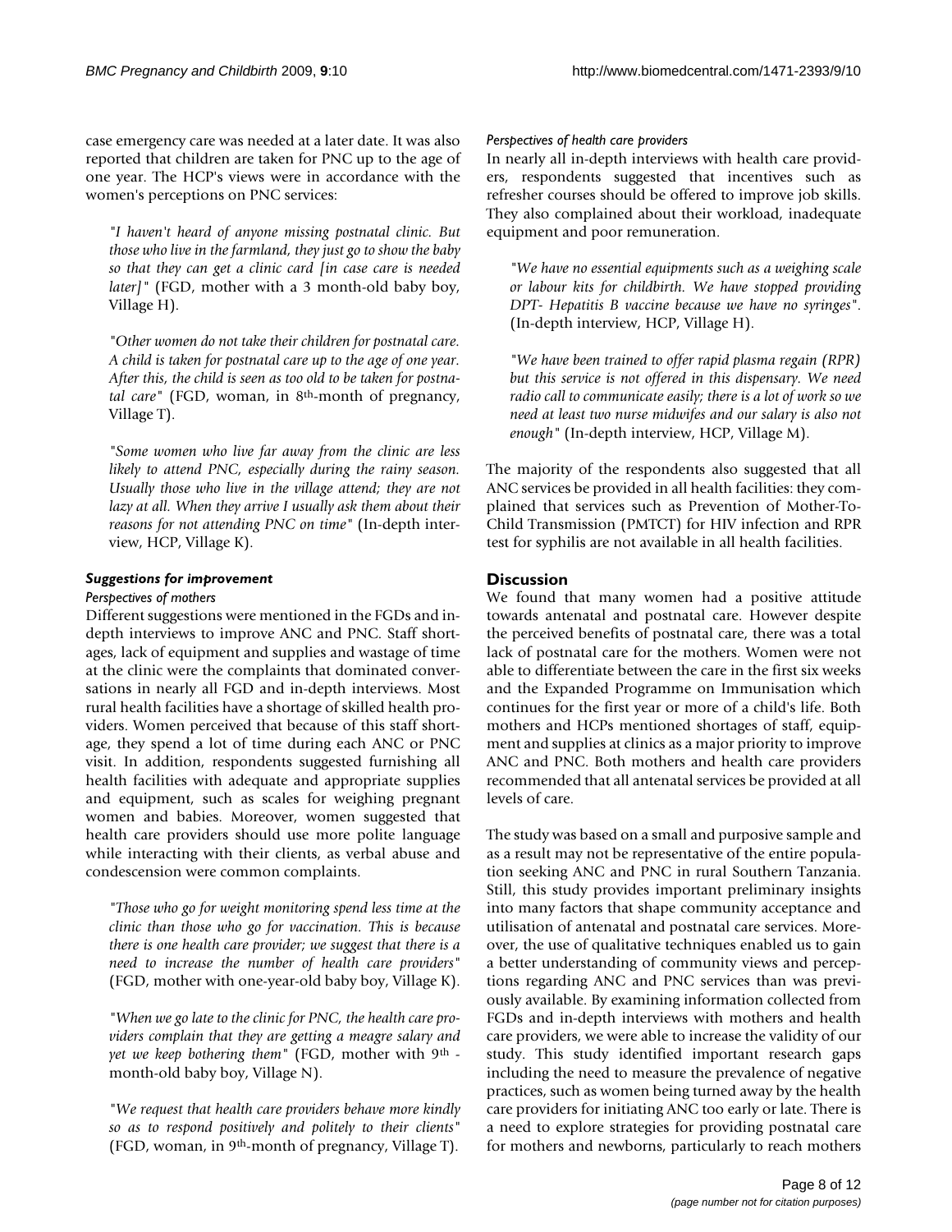case emergency care was needed at a later date. It was also reported that children are taken for PNC up to the age of one year. The HCP's views were in accordance with the women's perceptions on PNC services:

> *"I haven't heard of anyone missing postnatal clinic. But those who live in the farmland, they just go to show the baby so that they can get a clinic card [in case care is needed later]"* (FGD, mother with a 3 month-old baby boy, Village H).

> *"Other women do not take their children for postnatal care. A child is taken for postnatal care up to the age of one year. After this, the child is seen as too old to be taken for postnatal care"* (FGD, woman, in 8th-month of pregnancy, Village T).

> *"Some women who live far away from the clinic are less likely to attend PNC, especially during the rainy season. Usually those who live in the village attend; they are not lazy at all. When they arrive I usually ask them about their reasons for not attending PNC on time"* (In-depth interview, HCP, Village K).

### *Suggestions for improvement*

#### *Perspectives of mothers*

Different suggestions were mentioned in the FGDs and in-depth interviews to improve ANC and PNC. Staff shortages, lack of equipment and supplies and wastage of time at the clinic were the complaints that dominated conversations in nearly all FGD and in-depth interviews. Most rural health facilities have a shortage of skilled health providers. Women perceived that because of this staff shortage, they spend a lot of time during each ANC or PNC visit. In addition, respondents suggested furnishing all health facilities with adequate and appropriate supplies and equipment, such as scales for weighing pregnant women and babies. Moreover, women suggested that health care providers should use more polite language while interacting with their clients, as verbal abuse and condescension were common complaints.

> *"Those who go for weight monitoring spend less time at the clinic than those who go for vaccination. This is because there is one health care provider; we suggest that there is a need to increase the number of health care providers"* (FGD, mother with one-year-old baby boy, Village K).

> *"When we go late to the clinic for PNC, the health care providers complain that they are getting a meagre salary and yet we keep bothering them"* (FGD, mother with 9th-month-old baby boy, Village N).

> *"We request that health care providers behave more kindly so as to respond positively and politely to their clients"* (FGD, woman, in 9th-month of pregnancy, Village T).

#### *Perspectives of health care providers*

In nearly all in-depth interviews with health care providers, respondents suggested that incentives such as refresher courses should be offered to improve job skills. They also complained about their workload, inadequate equipment and poor remuneration.

> *"We have no essential equipments such as a weighing scale or labour kits for childbirth. We have stopped providing DPT- Hepatitis B vaccine because we have no syringes"*. (In-depth interview, HCP, Village H).

> *"We have been trained to offer rapid plasma regain (RPR) but this service is not offered in this dispensary. We need radio call to communicate easily; there is a lot of work so we need at least two nurse midwifes and our salary is also not enough"* (In-depth interview, HCP, Village M).

The majority of the respondents also suggested that all ANC services be provided in all health facilities: they complained that services such as Prevention of Mother-To-Child Transmission (PMTCT) for HIV infection and RPR test for syphilis are not available in all health facilities.

## Discussion

We found that many women had a positive attitude towards antenatal and postnatal care. However despite the perceived benefits of postnatal care, there was a total lack of postnatal care for the mothers. Women were not able to differentiate between the care in the first six weeks and the Expanded Programme on Immunisation which continues for the first year or more of a child's life. Both mothers and HCPs mentioned shortages of staff, equipment and supplies at clinics as a major priority to improve ANC and PNC. Both mothers and health care providers recommended that all antenatal services be provided at all levels of care.

The study was based on a small and purposive sample and as a result may not be representative of the entire population seeking ANC and PNC in rural Southern Tanzania. Still, this study provides important preliminary insights into many factors that shape community acceptance and utilisation of antenatal and postnatal care services. Moreover, the use of qualitative techniques enabled us to gain a better understanding of community views and perceptions regarding ANC and PNC services than was previously available. By examining information collected from FGDs and in-depth interviews with mothers and health care providers, we were able to increase the validity of our study. This study identified important research gaps including the need to measure the prevalence of negative practices, such as women being turned away by the health care providers for initiating ANC too early or late. There is a need to explore strategies for providing postnatal care for mothers and newborns, particularly to reach mothers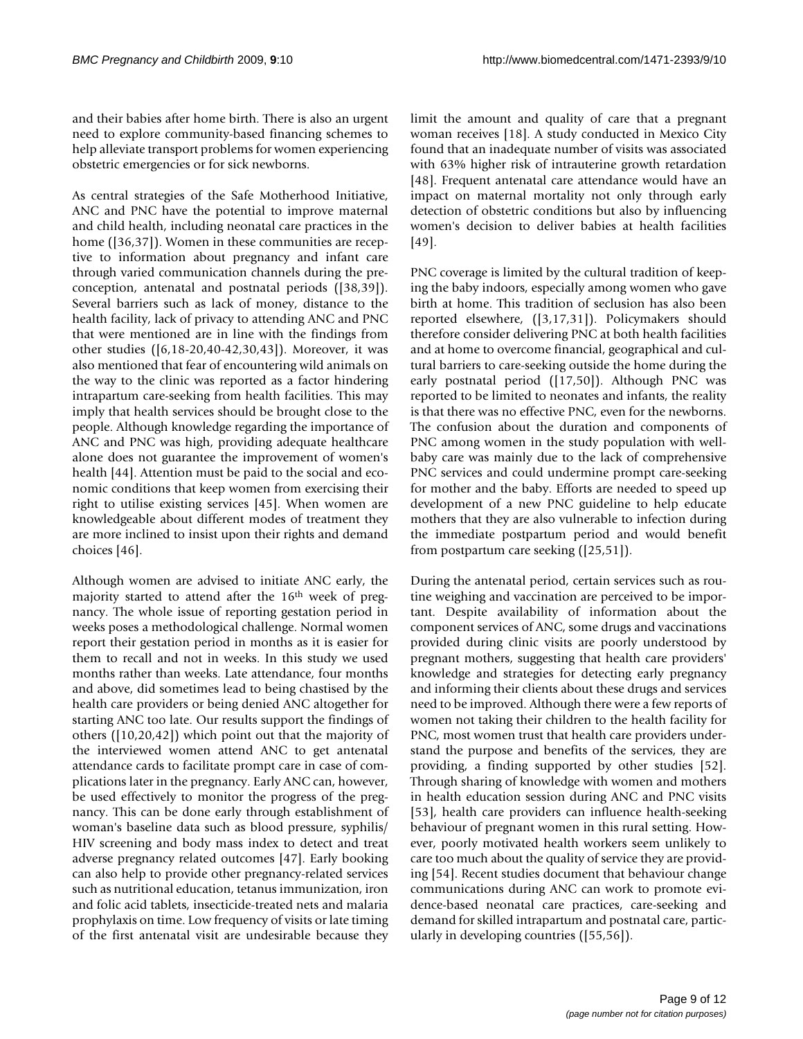and their babies after home birth. There is also an urgent need to explore community-based financing schemes to help alleviate transport problems for women experiencing obstetric emergencies or for sick newborns.

As central strategies of the Safe Motherhood Initiative, ANC and PNC have the potential to improve maternal and child health, including neonatal care practices in the home ([36,37]). Women in these communities are receptive to information about pregnancy and infant care through varied communication channels during the preconception, antenatal and postnatal periods ([38,39]). Several barriers such as lack of money, distance to the health facility, lack of privacy to attending ANC and PNC that were mentioned are in line with the findings from other studies ([6,18-20,40-42,30,43]). Moreover, it was also mentioned that fear of encountering wild animals on the way to the clinic was reported as a factor hindering intrapartum care-seeking from health facilities. This may imply that health services should be brought close to the people. Although knowledge regarding the importance of ANC and PNC was high, providing adequate healthcare alone does not guarantee the improvement of women's health [44]. Attention must be paid to the social and economic conditions that keep women from exercising their right to utilise existing services [45]. When women are knowledgeable about different modes of treatment they are more inclined to insist upon their rights and demand choices [46].

Although women are advised to initiate ANC early, the majority started to attend after the 16th week of pregnancy. The whole issue of reporting gestation period in weeks poses a methodological challenge. Normal women report their gestation period in months as it is easier for them to recall and not in weeks. In this study we used months rather than weeks. Late attendance, four months and above, did sometimes lead to being chastised by the health care providers or being denied ANC altogether for starting ANC too late. Our results support the findings of others ([10,20,42]) which point out that the majority of the interviewed women attend ANC to get antenatal attendance cards to facilitate prompt care in case of complications later in the pregnancy. Early ANC can, however, be used effectively to monitor the progress of the pregnancy. This can be done early through establishment of woman's baseline data such as blood pressure, syphilis/HIV screening and body mass index to detect and treat adverse pregnancy related outcomes [47]. Early booking can also help to provide other pregnancy-related services such as nutritional education, tetanus immunization, iron and folic acid tablets, insecticide-treated nets and malaria prophylaxis on time. Low frequency of visits or late timing of the first antenatal visit are undesirable because they limit the amount and quality of care that a pregnant woman receives [18]. A study conducted in Mexico City found that an inadequate number of visits was associated with 63% higher risk of intrauterine growth retardation [48]. Frequent antenatal care attendance would have an impact on maternal mortality not only through early detection of obstetric conditions but also by influencing women's decision to deliver babies at health facilities [49].

PNC coverage is limited by the cultural tradition of keeping the baby indoors, especially among women who gave birth at home. This tradition of seclusion has also been reported elsewhere, ([3,17,31]). Policymakers should therefore consider delivering PNC at both health facilities and at home to overcome financial, geographical and cultural barriers to care-seeking outside the home during the early postnatal period ([17,50]). Although PNC was reported to be limited to neonates and infants, the reality is that there was no effective PNC, even for the newborns. The confusion about the duration and components of PNC among women in the study population with well-baby care was mainly due to the lack of comprehensive PNC services and could undermine prompt care-seeking for mother and the baby. Efforts are needed to speed up development of a new PNC guideline to help educate mothers that they are also vulnerable to infection during the immediate postpartum period and would benefit from postpartum care seeking ([25,51]).

During the antenatal period, certain services such as routine weighing and vaccination are perceived to be important. Despite availability of information about the component services of ANC, some drugs and vaccinations provided during clinic visits are poorly understood by pregnant mothers, suggesting that health care providers' knowledge and strategies for detecting early pregnancy and informing their clients about these drugs and services need to be improved. Although there were a few reports of women not taking their children to the health facility for PNC, most women trust that health care providers understand the purpose and benefits of the services, they are providing, a finding supported by other studies [52]. Through sharing of knowledge with women and mothers in health education session during ANC and PNC visits [53], health care providers can influence health-seeking behaviour of pregnant women in this rural setting. However, poorly motivated health workers seem unlikely to care too much about the quality of service they are providing [54]. Recent studies document that behaviour change communications during ANC can work to promote evidence-based neonatal care practices, care-seeking and demand for skilled intrapartum and postnatal care, particularly in developing countries ([55,56]).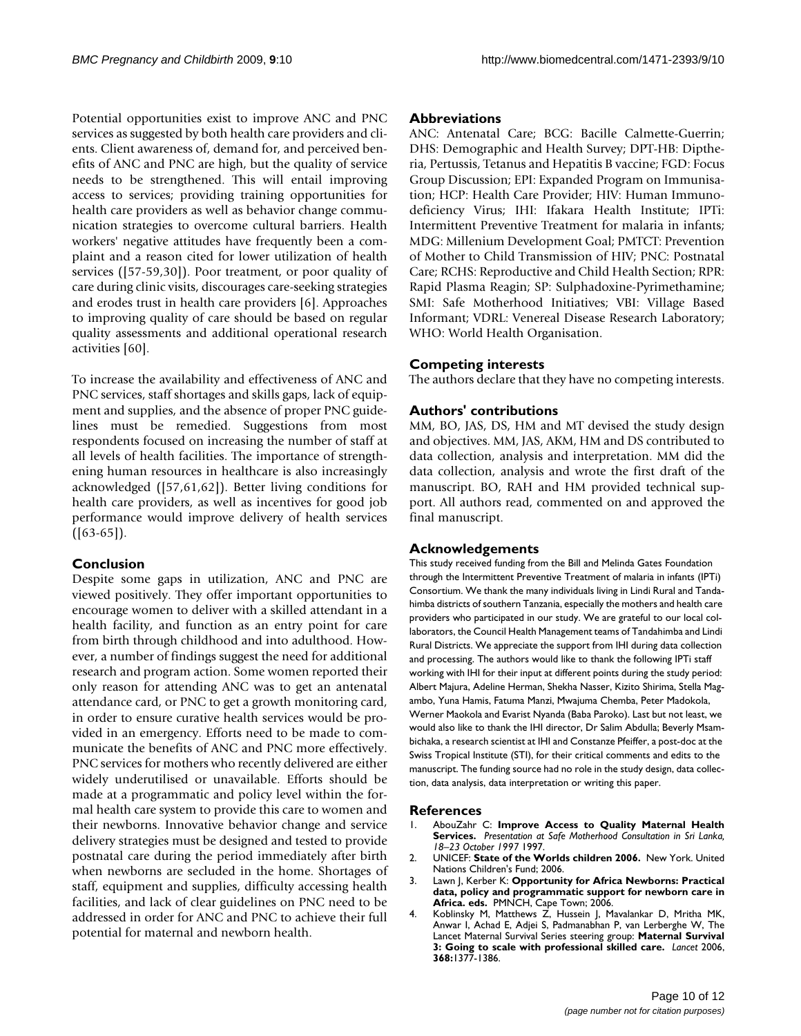Potential opportunities exist to improve ANC and PNC services as suggested by both health care providers and clients. Client awareness of, demand for, and perceived benefits of ANC and PNC are high, but the quality of service needs to be strengthened. This will entail improving access to services; providing training opportunities for health care providers as well as behavior change communication strategies to overcome cultural barriers. Health workers' negative attitudes have frequently been a complaint and a reason cited for lower utilization of health services ([57-59,30]). Poor treatment, or poor quality of care during clinic visits, discourages care-seeking strategies and erodes trust in health care providers [6]. Approaches to improving quality of care should be based on regular quality assessments and additional operational research activities [60].

To increase the availability and effectiveness of ANC and PNC services, staff shortages and skills gaps, lack of equipment and supplies, and the absence of proper PNC guidelines must be remedied. Suggestions from most respondents focused on increasing the number of staff at all levels of health facilities. The importance of strengthening human resources in healthcare is also increasingly acknowledged ([57,61,62]). Better living conditions for health care providers, as well as incentives for good job performance would improve delivery of health services ([63-65]).

## Conclusion

Despite some gaps in utilization, ANC and PNC are viewed positively. They offer important opportunities to encourage women to deliver with a skilled attendant in a health facility, and function as an entry point for care from birth through childhood and into adulthood. However, a number of findings suggest the need for additional research and program action. Some women reported their only reason for attending ANC was to get an antenatal attendance card, or PNC to get a growth monitoring card, in order to ensure curative health services would be provided in an emergency. Efforts need to be made to communicate the benefits of ANC and PNC more effectively. PNC services for mothers who recently delivered are either widely underutilised or unavailable. Efforts should be made at a programmatic and policy level within the formal health care system to provide this care to women and their newborns. Innovative behavior change and service delivery strategies must be designed and tested to provide postnatal care during the period immediately after birth when newborns are secluded in the home. Shortages of staff, equipment and supplies, difficulty accessing health facilities, and lack of clear guidelines on PNC need to be addressed in order for ANC and PNC to achieve their full potential for maternal and newborn health.

## Abbreviations

ANC: Antenatal Care; BCG: Bacille Calmette-Guerrin; DHS: Demographic and Health Survey; DPT-HB: Diptheria, Pertussis, Tetanus and Hepatitis B vaccine; FGD: Focus Group Discussion; EPI: Expanded Program on Immunisation; HCP: Health Care Provider; HIV: Human Immunodeficiency Virus; IHI: Ifakara Health Institute; IPTi: Intermittent Preventive Treatment for malaria in infants; MDG: Millenium Development Goal; PMTCT: Prevention of Mother to Child Transmission of HIV; PNC: Postnatal Care; RCHS: Reproductive and Child Health Section; RPR: Rapid Plasma Reagin; SP: Sulphadoxine-Pyrimethamine; SMI: Safe Motherhood Initiatives; VBI: Village Based Informant; VDRL: Venereal Disease Research Laboratory; WHO: World Health Organisation.

## Competing interests

The authors declare that they have no competing interests.

## Authors' contributions

MM, BO, JAS, DS, HM and MT devised the study design and objectives. MM, JAS, AKM, HM and DS contributed to data collection, analysis and interpretation. MM did the data collection, analysis and wrote the first draft of the manuscript. BO, RAH and HM provided technical support. All authors read, commented on and approved the final manuscript.

## Acknowledgements

This study received funding from the Bill and Melinda Gates Foundation through the Intermittent Preventive Treatment of malaria in infants (IPTi) Consortium. We thank the many individuals living in Lindi Rural and Tandahimba districts of southern Tanzania, especially the mothers and health care providers who participated in our study. We are grateful to our local collaborators, the Council Health Management teams of Tandahimba and Lindi Rural Districts. We appreciate the support from IHI during data collection and processing. The authors would like to thank the following IPTi staff working with IHI for their input at different points during the study period: Albert Majura, Adeline Herman, Shekha Nasser, Kizito Shirima, Stella Magambo, Yuna Hamis, Fatuma Manzi, Mwajuma Chemba, Peter Madokola, Werner Maokola and Evarist Nyanda (Baba Paroko). Last but not least, we would also like to thank the IHI director, Dr Salim Abdulla; Beverly Msambichaka, a research scientist at IHI and Constanze Pfeiffer, a post-doc at the Swiss Tropical Institute (STI), for their critical comments and edits to the manuscript. The funding source had no role in the study design, data collection, data analysis, data interpretation or writing this paper.

## References

1. AbouZahr C: **Improve Access to Quality Maternal Health Services.** *Presentation at Safe Motherhood Consultation in Sri Lanka, 18–23 October 1997* 1997.
2. UNICEF: **State of the Worlds children 2006.** New York. United Nations Children's Fund; 2006.
3. Lawn J, Kerber K: **Opportunity for Africa Newborns: Practical data, policy and programmatic support for newborn care in Africa. eds.** PMNCH, Cape Town; 2006.
4. Koblinsky M, Matthews Z, Hussein J, Mavalankar D, Mritha MK, Anwar I, Achad E, Adjei S, Padmanabhan P, van Lerberghe W, The Lancet Maternal Survival Series steering group: **Maternal Survival 3: Going to scale with professional skilled care.** *Lancet* 2006, **368:**1377-1386.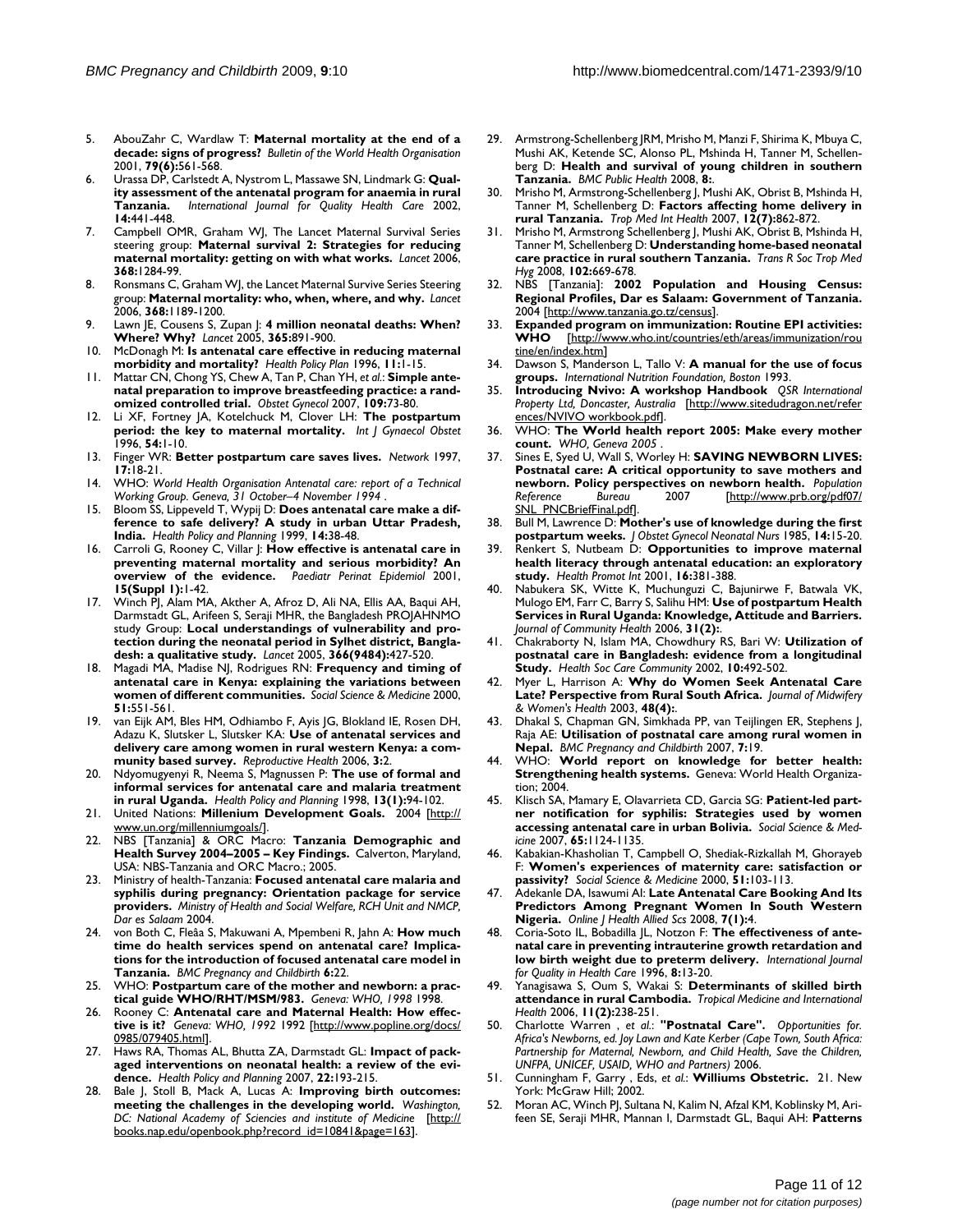5. AbouZahr C, Wardlaw T: **Maternal mortality at the end of a decade: signs of progress?** *Bulletin of the World Health Organisation* 2001, **79(6):**561-568.
6. Urassa DP, Carlstedt A, Nystrom L, Massawe SN, Lindmark G: **Quality assessment of the antenatal program for anaemia in rural Tanzania.** *International Journal for Quality Health Care* 2002, **14:**441-448.
7. Campbell OMR, Graham WJ, The Lancet Maternal Survival Series steering group: **Maternal survival 2: Strategies for reducing maternal mortality: getting on with what works.** *Lancet* 2006, **368:**1284-99.
8. Ronsmans C, Graham WJ, the Lancet Maternal Survive Series Steering group: **Maternal mortality: who, when, where, and why.** *Lancet* 2006, **368:**1189-1200.
9. Lawn JE, Cousens S, Zupan J: **4 million neonatal deaths: When? Where? Why?** *Lancet* 2005, **365:**891-900.
10. McDonagh M: **Is antenatal care effective in reducing maternal morbidity and mortality?** *Health Policy Plan* 1996, **11:**1-15.
11. Mattar CN, Chong YS, Chew A, Tan P, Chan YH, *et al.*: **Simple antenatal preparation to improve breastfeeding practice: a randomized controlled trial.** *Obstet Gynecol* 2007, **109:**73-80.
12. Li XF, Fortney JA, Kotelchuck M, Clover LH: **The postpartum period: the key to maternal mortality.** *Int J Gynaecol Obstet* 1996, **54:**1-10.
13. Finger WR: **Better postpartum care saves lives.** *Network* 1997, **17:**18-21.
14. WHO: *World Health Organisation Antenatal care: report of a Technical Working Group. Geneva, 31 October–4 November 1994* .
15. Bloom SS, Lippeveld T, Wypij D: **Does antenatal care make a difference to safe delivery? A study in urban Uttar Pradesh, India.** *Health Policy and Planning* 1999, **14:**38-48.
16. Carroli G, Rooney C, Villar J: **How effective is antenatal care in preventing maternal mortality and serious morbidity? An overview of the evidence.** *Paediatr Perinat Epidemiol* 2001, **15(Suppl 1):**1-42.
17. Winch PJ, Alam MA, Akther A, Afroz D, Ali NA, Ellis AA, Baqui AH, Darmstadt GL, Arifeen S, Seraji MHR, the Bangladesh PROJAHNMO study Group: **Local understandings of vulnerability and protection during the neonatal period in Sylhet district, Bangladesh: a qualitative study.** *Lancet* 2005, **366(9484):**427-520.
18. Magadi MA, Madise NJ, Rodrigues RN: **Frequency and timing of antenatal care in Kenya: explaining the variations between women of different communities.** *Social Science & Medicine* 2000, **51:**551-561.
19. van Eijk AM, Bles HM, Odhiambo F, Ayis JG, Blokland IE, Rosen DH, Adazu K, Slutsker L, Slutsker KA: **Use of antenatal services and delivery care among women in rural western Kenya: a community based survey.** *Reproductive Health* 2006, **3:**2.
20. Ndyomugyenyi R, Neema S, Magnussen P: **The use of formal and informal services for antenatal care and malaria treatment in rural Uganda.** *Health Policy and Planning* 1998, **13(1):**94-102.
21. United Nations: **Millenium Development Goals.** 2004 [http://www.un.org/millenniumgoals/].
22. NBS [Tanzania] & ORC Macro: **Tanzania Demographic and Health Survey 2004–2005 – Key Findings.** Calverton, Maryland, USA: NBS-Tanzania and ORC Macro.; 2005.
23. Ministry of health-Tanzania: **Focused antenatal care malaria and syphilis during pregnancy: Orientation package for service providers.** *Ministry of Health and Social Welfare, RCH Unit and NMCP, Dar es Salaam* 2004.
24. von Both C, Fleâa S, Makuwani A, Mpembeni R, Jahn A: **How much time do health services spend on antenatal care? Implications for the introduction of focused antenatal care model in Tanzania.** *BMC Pregnancy and Childbirth* **6:**22.
25. WHO: **Postpartum care of the mother and newborn: a practical guide WHO/RHT/MSM/983.** *Geneva: WHO, 1998* 1998.
26. Rooney C: **Antenatal care and Maternal Health: How effective is it?** *Geneva: WHO, 1992* 1992 [http://www.popline.org/docs/0985/079405.html].
27. Haws RA, Thomas AL, Bhutta ZA, Darmstadt GL: **Impact of packaged interventions on neonatal health: a review of the evidence.** *Health Policy and Planning* 2007, **22:**193-215.
28. Bale J, Stoll B, Mack A, Lucas A: **Improving birth outcomes: meeting the challenges in the developing world.** *Washington, DC: National Academy of Sciencies and institute of Medicine* [http://books.nap.edu/openbook.php?record_id=10841&page=163].
29. Armstrong-Schellenberg JRM, Mrisho M, Manzi F, Shirima K, Mbuya C, Mushi AK, Ketende SC, Alonso PL, Mshinda H, Tanner M, Schellenberg D: **Health and survival of young children in southern Tanzania.** *BMC Public Health* 2008, **8:**.
30. Mrisho M, Armstrong-Schellenberg J, Mushi AK, Obrist B, Mshinda H, Tanner M, Schellenberg D: **Factors affecting home delivery in rural Tanzania.** *Trop Med Int Health* 2007, **12(7):**862-872.
31. Mrisho M, Armstrong Schellenberg J, Mushi AK, Obrist B, Mshinda H, Tanner M, Schellenberg D: **Understanding home-based neonatal care practice in rural southern Tanzania.** *Trans R Soc Trop Med Hyg* 2008, **102:**669-678.
32. NBS [Tanzania]: **2002 Population and Housing Census: Regional Profiles, Dar es Salaam: Government of Tanzania.** 2004 [http://www.tanzania.go.tz/census].
33. **Expanded program on immunization: Routine EPI activities: WHO** [http://www.who.int/countries/eth/areas/immunization/routine/en/index.htm]
34. Dawson S, Manderson L, Tallo V: **A manual for the use of focus groups.** *International Nutrition Foundation, Boston* 1993.
35. **Introducing Nvivo: A workshop Handbook** *QSR International Property Ltd, Doncaster, Australia* [http://www.sitedudragon.net/references/NVIVO workbook.pdf].
36. WHO: **The World health report 2005: Make every mother count.** *WHO, Geneva 2005* .
37. Sines E, Syed U, Wall S, Worley H: **SAVING NEWBORN LIVES: Postnatal care: A critical opportunity to save mothers and newborn. Policy perspectives on newborn health.** *Population Reference Bureau* 2007 [http://www.prb.org/pdf07/SNL_PNCBriefFinal.pdf].
38. Bull M, Lawrence D: **Mother's use of knowledge during the first postpartum weeks.** *J Obstet Gynecol Neonatal Nurs* 1985, **14:**15-20.
39. Renkert S, Nutbeam D: **Opportunities to improve maternal health literacy through antenatal education: an exploratory study.** *Health Promot Int* 2001, **16:**381-388.
40. Nabukera SK, Witte K, Muchunguzi C, Bajunirwe F, Batwala VK, Mulogo EM, Farr C, Barry S, Salihu HM: **Use of postpartum Health Services in Rural Uganda: Knowledge, Attitude and Barriers.** *Journal of Community Health* 2006, **31(2):**.
41. Chakraborty N, Islam MA, Chowdhury RS, Bari W: **Utilization of postnatal care in Bangladesh: evidence from a longitudinal Study.** *Health Soc Care Community* 2002, **10:**492-502.
42. Myer L, Harrison A: **Why do Women Seek Antenatal Care Late? Perspective from Rural South Africa.** *Journal of Midwifery & Women's Health* 2003, **48(4):**.
43. Dhakal S, Chapman GN, Simkhada PP, van Teijlingen ER, Stephens J, Raja AE: **Utilisation of postnatal care among rural women in Nepal.** *BMC Pregnancy and Childbirth* 2007, **7:**19.
44. WHO: **World report on knowledge for better health: Strengthening health systems.** Geneva: World Health Organization; 2004.
45. Klisch SA, Mamary E, Olavarrieta CD, Garcia SG: **Patient-led partner notification for syphilis: Strategies used by women accessing antenatal care in urban Bolivia.** *Social Science & Medicine* 2007, **65:**1124-1135.
46. Kabakian-Khasholian T, Campbell O, Shediak-Rizkallah M, Ghorayeb F: **Women's experiences of maternity care: satisfaction or passivity?** *Social Science & Medicine* 2000, **51:**103-113.
47. Adekanle DA, Isawumi AI: **Late Antenatal Care Booking And Its Predictors Among Pregnant Women In South Western Nigeria.** *Online J Health Allied Scs* 2008, **7(1):**4.
48. Coria-Soto IL, Bobadilla JL, Notzon F: **The effectiveness of antenatal care in preventing intrauterine growth retardation and low birth weight due to preterm delivery.** *International Journal for Quality in Health Care* 1996, **8:**13-20.
49. Yanagisawa S, Oum S, Wakai S: **Determinants of skilled birth attendance in rural Cambodia.** *Tropical Medicine and International Health* 2006, **11(2):**238-251.
50. Charlotte Warren , *et al.*: **"Postnatal Care".** *Opportunities for. Africa's Newborns, ed. Joy Lawn and Kate Kerber (Cape Town, South Africa: Partnership for Maternal, Newborn, and Child Health, Save the Children, UNFPA, UNICEF, USAID, WHO and Partners)* 2006.
51. Cunningham F, Garry , Eds, *et al.*: **Williums Obstetric.** 21. New York: McGraw Hill; 2002.
52. Moran AC, Winch PJ, Sultana N, Kalim N, Afzal KM, Koblinsky M, Arifeen SE, Seraji MHR, Mannan I, Darmstadt GL, Baqui AH: **Patterns**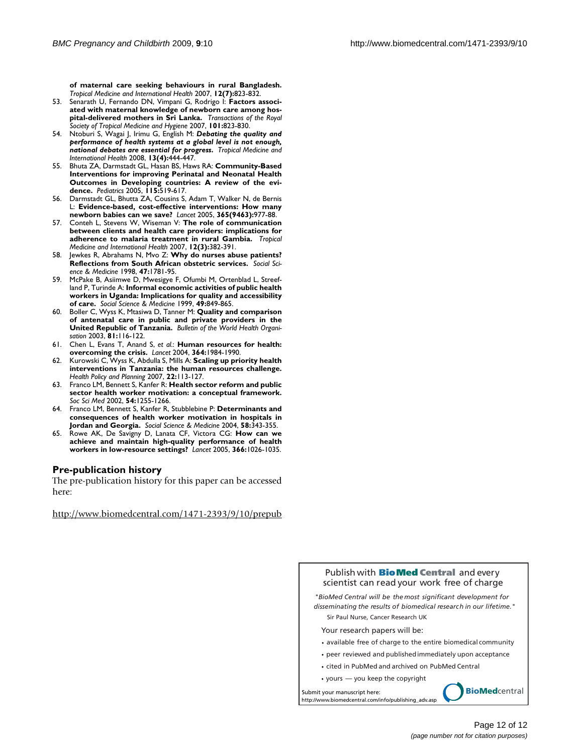of maternal care seeking behaviours in rural Bangladesh. *Tropical Medicine and International Health* 2007, **12(7):**823-832.

53. Senarath U, Fernando DN, Vimpani G, Rodrigo I: **Factors associated with maternal knowledge of newborn care among hospital-delivered mothers in Sri Lanka.** *Transactions of the Royal Society of Tropical Medicine and Hygiene* 2007, **101:**823-830.
54. Ntoburi S, Wagai J, Irimu G, English M: ***Debating the quality and performance of health systems at a global level is not enough, national debates are essential for progress.*** *Tropical Medicine and International Health* 2008, **13(4):**444-447.
55. Bhuta ZA, Darmstadt GL, Hasan BS, Haws RA: **Community-Based Interventions for improving Perinatal and Neonatal Health Outcomes in Developing countries: A review of the evidence.** *Pediatrics* 2005, **115:**519-617.
56. Darmstadt GL, Bhutta ZA, Cousins S, Adam T, Walker N, de Bernis L: **Evidence-based, cost-effective interventions: How many newborn babies can we save?** *Lancet* 2005, **365(9463):**977-88.
57. Conteh L, Stevens W, Wiseman V: **The role of communication between clients and health care providers: implications for adherence to malaria treatment in rural Gambia.** *Tropical Medicine and International Health* 2007, **12(3):**382-391.
58. Jewkes R, Abrahams N, Mvo Z: **Why do nurses abuse patients? Reflections from South African obstetric services.** *Social Science & Medicine* 1998, **47:**1781-95.
59. McPake B, Asiimwe D, Mwesigye F, Ofumbi M, Ortenblad L, Streefland P, Turinde A: **Informal economic activities of public health workers in Uganda: Implications for quality and accessibility of care.** *Social Science & Medicine* 1999, **49:**849-865.
60. Boller C, Wyss K, Mtasiwa D, Tanner M: **Quality and comparison of antenatal care in public and private providers in the United Republic of Tanzania.** *Bulletin of the World Health Organisation* 2003, **81:**116-122.
61. Chen L, Evans T, Anand S, *et al.*: **Human resources for health: overcoming the crisis.** *Lancet* 2004, **364:**1984-1990.
62. Kurowski C, Wyss K, Abdulla S, Mills A: **Scaling up priority health interventions in Tanzania: the human resources challenge.** *Health Policy and Planning* 2007, **22:**113-127.
63. Franco LM, Bennett S, Kanfer R: **Health sector reform and public sector health worker motivation: a conceptual framework.** *Soc Sci Med* 2002, **54:**1255-1266.
64. Franco LM, Bennett S, Kanfer R, Stubblebine P: **Determinants and consequences of health worker motivation in hospitals in Jordan and Georgia.** *Social Science & Medicine* 2004, **58:**343-355.
65. Rowe AK, De Savigny D, Lanata CF, Victora CG: **How can we achieve and maintain high-quality performance of health workers in low-resource settings?** *Lancet* 2005, **366:**1026-1035.

## Pre-publication history

The pre-publication history for this paper can be accessed here:

http://www.biomedcentral.com/1471-2393/9/10/prepub

Publish with **BioMed Central** and every scientist can read your work free of charge

*"BioMed Central will be the most significant development for disseminating the results of biomedical research in our lifetime."*
Sir Paul Nurse, Cancer Research UK

Your research papers will be:

- available free of charge to the entire biomedical community
- peer reviewed and published immediately upon acceptance
- cited in PubMed and archived on PubMed Central
- yours — you keep the copyright

Submit your manuscript here:
http://www.biomedcentral.com/info/publishing_adv.asp

**BioMed**central